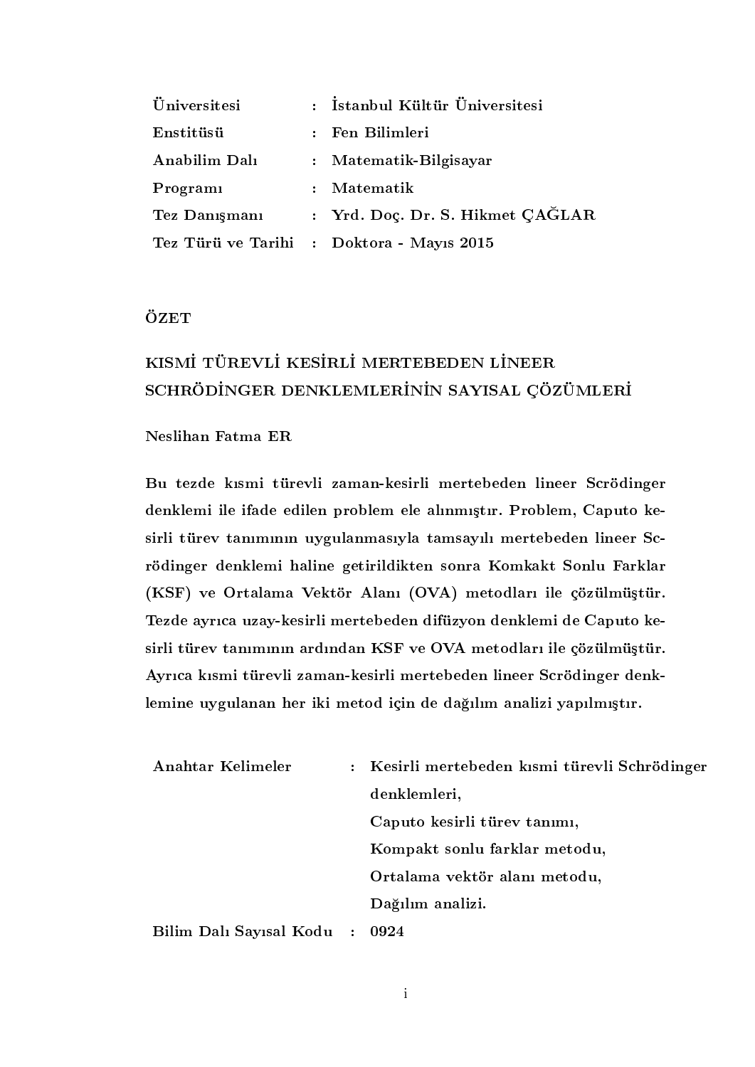| | | |
|---|---|---|
| **Üniversitesi** | : | **İstanbul Kültür Üniversitesi** |
| **Enstitüsü** | : | **Fen Bilimleri** |
| **Anabilim Dalı** | : | **Matematik-Bilgisayar** |
| **Programı** | : | **Matematik** |
| **Tez Danışmanı** | : | **Yrd. Doç. Dr. S. Hikmet ÇAĞLAR** |
| **Tez Türü ve Tarihi** | : | **Doktora - Mayıs 2015** |

## ÖZET

## KISMİ TÜREVLİ KESİRLİ MERTEBEDEN LİNEER SCHRÖDİNGER DENKLEMLERİNİN SAYISAL ÇÖZÜMLERİ

**Neslihan Fatma ER**

**Bu tezde kısmi türevli zaman-kesirli mertebeden lineer Scrödinger denklemi ile ifade edilen problem ele alınmıştır. Problem, Caputo kesirli türev tanımının uygulanmasıyla tamsayılı mertebeden lineer Scrödinger denklemi haline getirildikten sonra Komkakt Sonlu Farklar (KSF) ve Ortalama Vektör Alanı (OVA) metodları ile çözülmüştür. Tezde ayrıca uzay-kesirli mertebeden difüzyon denklemi de Caputo kesirli türev tanımının ardından KSF ve OVA metodları ile çözülmüştür. Ayrıca kısmi türevli zaman-kesirli mertebeden lineer Scrödinger denklemine uygulanan her iki metod için de dağılım analizi yapılmıştır.**

| | | |
|---|---|---|
| **Anahtar Kelimeler** | : | **Kesirli mertebeden kısmi türevli Schrödinger denklemleri,** |
| | | **Caputo kesirli türev tanımı,** |
| | | **Kompakt sonlu farklar metodu,** |
| | | **Ortalama vektör alanı metodu,** |
| | | **Dağılım analizi.** |
| **Bilim Dalı Sayısal Kodu** | : | **0924** |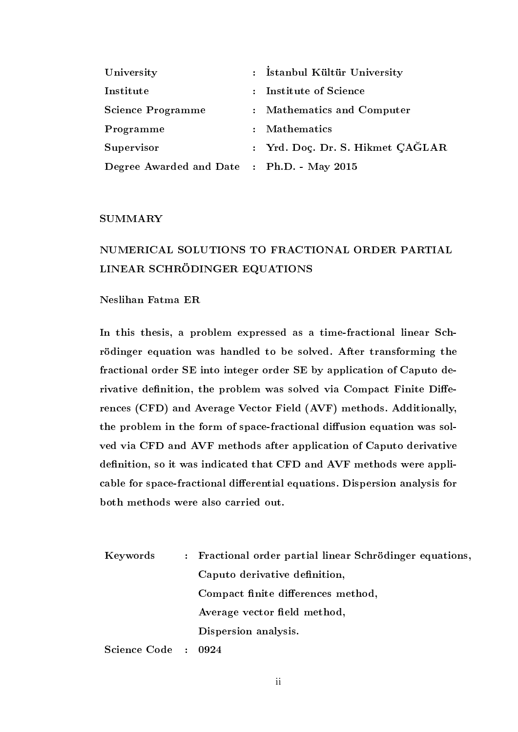| | | |
|---|---|---|
| University | : | İstanbul Kültür University |
| Institute | : | Institute of Science |
| Science Programme | : | Mathematics and Computer |
| Programme | : | Mathematics |
| Supervisor | : | Yrd. Doç. Dr. S. Hikmet ÇAĞLAR |
| Degree Awarded and Date | : | Ph.D. - May 2015 |

## SUMMARY

## NUMERICAL SOLUTIONS TO FRACTIONAL ORDER PARTIAL LINEAR SCHRÖDINGER EQUATIONS

**Neslihan Fatma ER**

In this thesis, a problem expressed as a time-fractional linear Schrödinger equation was handled to be solved. After transforming the fractional order SE into integer order SE by application of Caputo derivative definition, the problem was solved via Compact Finite Differences (CFD) and Average Vector Field (AVF) methods. Additionally, the problem in the form of space-fractional diffusion equation was solved via CFD and AVF methods after application of Caputo derivative definition, so it was indicated that CFD and AVF methods were applicable for space-fractional differential equations. Dispersion analysis for both methods were also carried out.

| | | |
|---|---|---|
| Keywords | : | Fractional order partial linear Schrödinger equations, |
| | | Caputo derivative definition, |
| | | Compact finite differences method, |
| | | Average vector field method, |
| | | Dispersion analysis. |
| Science Code | : | 0924 |